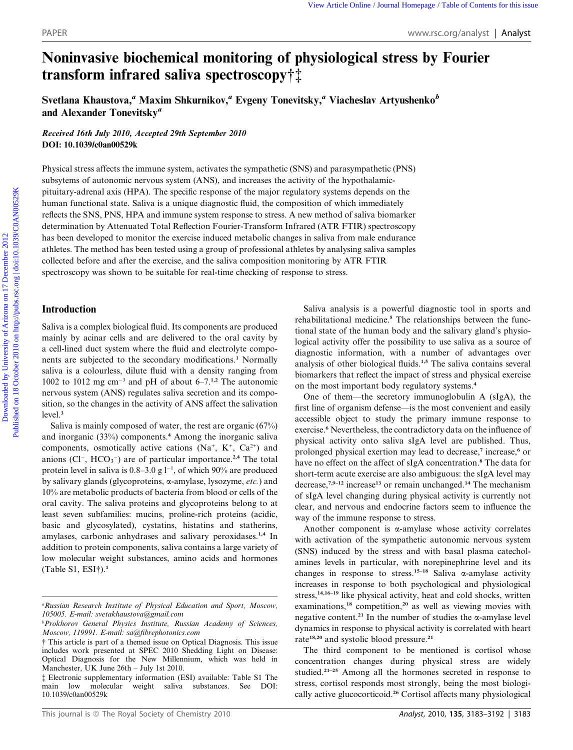# Noninvasive biochemical monitoring of physiological stress by Fourier transform infrared saliva spectroscopy†‡

**Svetlana Khaustova,[a] Maxim Shkurnikov,[a] Evgeny Tonevitsky,[a] Viacheslav Artyushenko[b] and Alexander Tonevitsky[a]**

***Received 16th July 2010, Accepted 29th September 2010***
**DOI: 10.1039/c0an00529k**

Physical stress affects the immune system, activates the sympathetic (SNS) and parasympathetic (PNS) subsytems of autonomic nervous system (ANS), and increases the activity of the hypothalamic-pituitary-adrenal axis (HPA). The specific response of the major regulatory systems depends on the human functional state. Saliva is a unique diagnostic fluid, the composition of which immediately reflects the SNS, PNS, HPA and immune system response to stress. A new method of saliva biomarker determination by Attenuated Total Reflection Fourier-Transform Infrared (ATR FTIR) spectroscopy has been developed to monitor the exercise induced metabolic changes in saliva from male endurance athletes. The method has been tested using a group of professional athletes by analysing saliva samples collected before and after the exercise, and the saliva composition monitoring by ATR FTIR spectroscopy was shown to be suitable for real-time checking of response to stress.

## Introduction

Saliva is a complex biological fluid. Its components are produced mainly by acinar cells and are delivered to the oral cavity by a cell-lined duct system where the fluid and electrolyte components are subjected to the secondary modifications.[1] Normally saliva is a colourless, dilute fluid with a density ranging from 1002 to 1012 mg cm$^{-3}$ and pH of about 6–7.[1,2] The autonomic nervous system (ANS) regulates saliva secretion and its composition, so the changes in the activity of ANS affect the salivation level.[3]

Saliva is mainly composed of water, the rest are organic (67%) and inorganic (33%) components.[4] Among the inorganic saliva components, osmotically active cations ($Na^+$, $K^+$, $Ca^{2+}$) and anions ($Cl^-$, $HCO_3^-$) are of particular importance.[2,4] The total protein level in saliva is 0.8–3.0 g l$^{-1}$, of which 90% are produced by salivary glands (glycoproteins, α-amylase, lysozyme, *etc.*) and 10% are metabolic products of bacteria from blood or cells of the oral cavity. The saliva proteins and glycoproteins belong to at least seven subfamilies: mucins, proline-rich proteins (acidic, basic and glycosylated), cystatins, histatins and statherins, amylases, carbonic anhydrases and salivary peroxidases.[1,4] In addition to protein components, saliva contains a large variety of low molecular weight substances, amino acids and hormones (Table S1, ESI†).[1]

Saliva analysis is a powerful diagnostic tool in sports and rehabilitational medicine.[5] The relationships between the functional state of the human body and the salivary gland's physiological activity offer the possibility to use saliva as a source of diagnostic information, with a number of advantages over analysis of other biological fluids.[1,5] The saliva contains several biomarkers that reflect the impact of stress and physical exercise on the most important body regulatory systems.[4]

One of them—the secretory immunoglobulin A (sIgA), the first line of organism defense—is the most convenient and easily accessible object to study the primary immune response to exercise.[6] Nevertheless, the contradictory data on the influence of physical activity onto saliva sIgA level are published. Thus, prolonged physical exertion may lead to decrease,[7] increase,[6] or have no effect on the affect of sIgA concentration.[8] The data for short-term acute exercise are also ambiguous: the sIgA level may decrease,[7,9–12] increase[13] or remain unchanged.[14] The mechanism of sIgA level changing during physical activity is currently not clear, and nervous and endocrine factors seem to influence the way of the immune response to stress.

Another component is α-amylase whose activity correlates with activation of the sympathetic autonomic nervous system (SNS) induced by the stress and with basal plasma catecholamines levels in particular, with norepinephrine level and its changes in response to stress.[15–18] Saliva α-amylase activity increases in response to both psychological and physiological stress,[14,16–19] like physical activity, heat and cold shocks, written examinations,[18] competition,[20] as well as viewing movies with negative content.[21] In the number of studies the α-amylase level dynamics in response to physical activity is correlated with heart rate[18,20] and systolic blood pressure.[21]

The third component to be mentioned is cortisol whose concentration changes during physical stress are widely studied.[21–25] Among all the hormones secreted in response to stress, cortisol responds most strongly, being the most biologically active glucocorticoid.[26] Cortisol affects many physiological

---

[a] Russian Research Institute of Physical Education and Sport, Moscow, 105005. E-mail: svetakhaustova@gmail.com
[b] Prokhorov General Physics Institute, Russian Academy of Sciences, Moscow, 119991. E-mail: sa@fibrephotonics.com
† This article is part of a themed issue on Optical Diagnosis. This issue includes work presented at SPEC 2010 Shedding Light on Disease: Optical Diagnosis for the New Millennium, which was held in Manchester, UK June 26th – July 1st 2010.
‡ Electronic supplementary information (ESI) available: Table S1 The main low molecular weight saliva substances. See DOI: 10.1039/c0an00529k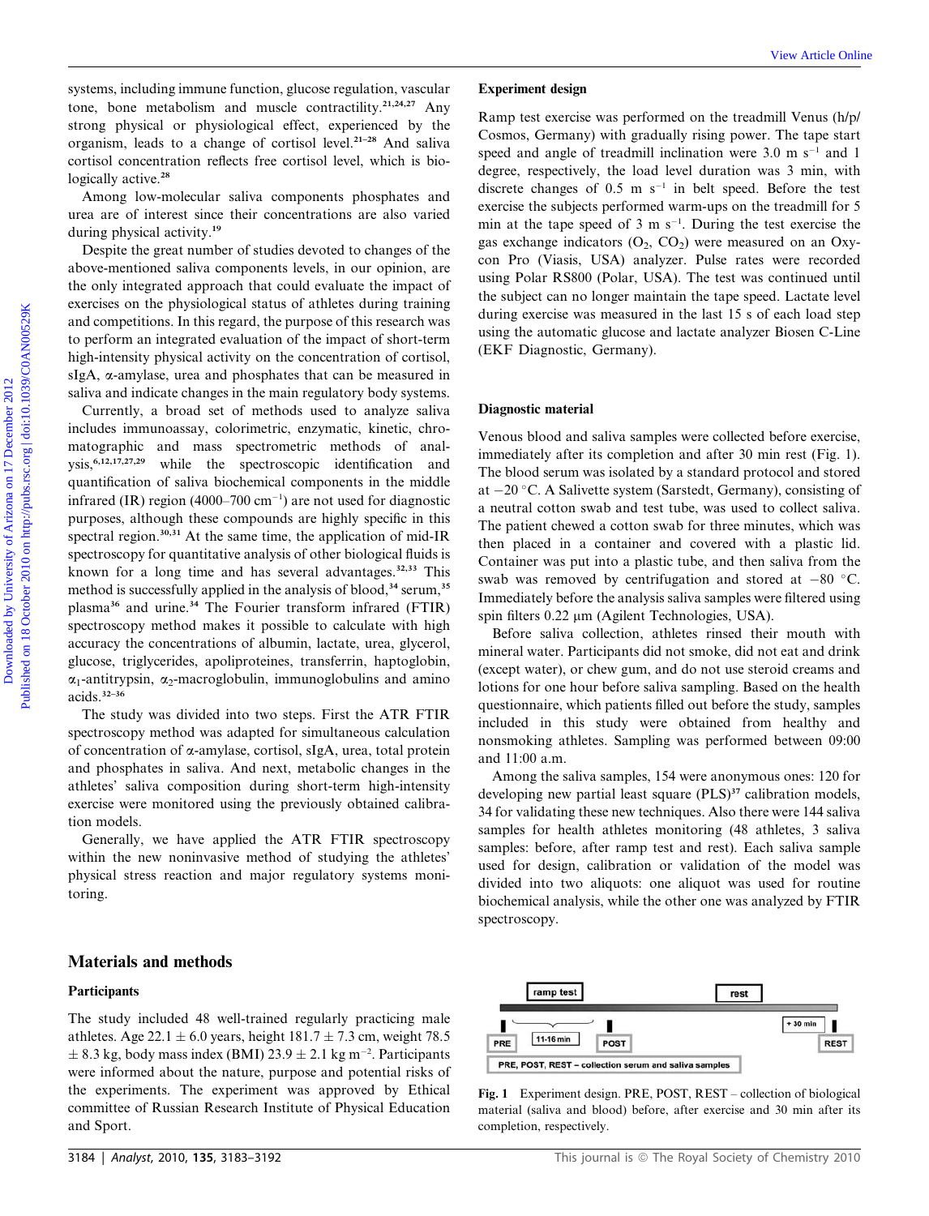systems, including immune function, glucose regulation, vascular tone, bone metabolism and muscle contractility.[21,24,27] Any strong physical or physiological effect, experienced by the organism, leads to a change of cortisol level.[21–28] And saliva cortisol concentration reflects free cortisol level, which is biologically active.[28]

Among low-molecular saliva components phosphates and urea are of interest since their concentrations are also varied during physical activity.[19]

Despite the great number of studies devoted to changes of the above-mentioned saliva components levels, in our opinion, are the only integrated approach that could evaluate the impact of exercises on the physiological status of athletes during training and competitions. In this regard, the purpose of this research was to perform an integrated evaluation of the impact of short-term high-intensity physical activity on the concentration of cortisol, sIgA, α-amylase, urea and phosphates that can be measured in saliva and indicate changes in the main regulatory body systems.

Currently, a broad set of methods used to analyze saliva includes immunoassay, colorimetric, enzymatic, kinetic, chromatographic and mass spectrometric methods of analysis,[6,12,17,27,29] while the spectroscopic identification and quantification of saliva biochemical components in the middle infrared (IR) region (4000–700 $cm^{-1}$) are not used for diagnostic purposes, although these compounds are highly specific in this spectral region.[30,31] At the same time, the application of mid-IR spectroscopy for quantitative analysis of other biological fluids is known for a long time and has several advantages.[32,33] This method is successfully applied in the analysis of blood,[34] serum,[35] plasma[36] and urine.[34] The Fourier transform infrared (FTIR) spectroscopy method makes it possible to calculate with high accuracy the concentrations of albumin, lactate, urea, glycerol, glucose, triglycerides, apoliproteines, transferrin, haptoglobin, $\alpha_1$-antitrypsin, $\alpha_2$-macroglobulin, immunoglobulins and amino acids.[32–36]

The study was divided into two steps. First the ATR FTIR spectroscopy method was adapted for simultaneous calculation of concentration of α-amylase, cortisol, sIgA, urea, total protein and phosphates in saliva. And next, metabolic changes in the athletes' saliva composition during short-term high-intensity exercise were monitored using the previously obtained calibration models.

Generally, we have applied the ATR FTIR spectroscopy within the new noninvasive method of studying the athletes' physical stress reaction and major regulatory systems monitoring.

## Materials and methods

### Participants

The study included 48 well-trained regularly practicing male athletes. Age 22.1 ± 6.0 years, height 181.7 ± 7.3 cm, weight 78.5 ± 8.3 kg, body mass index (BMI) 23.9 ± 2.1 kg $m^{-2}$. Participants were informed about the nature, purpose and potential risks of the experiments. The experiment was approved by Ethical committee of Russian Research Institute of Physical Education and Sport.

### Experiment design

Ramp test exercise was performed on the treadmill Venus (h/p/Cosmos, Germany) with gradually rising power. The tape start speed and angle of treadmill inclination were 3.0 m $s^{-1}$ and 1 degree, respectively, the load level duration was 3 min, with discrete changes of 0.5 m $s^{-1}$ in belt speed. Before the test exercise the subjects performed warm-ups on the treadmill for 5 min at the tape speed of 3 m $s^{-1}$. During the test exercise the gas exchange indicators ($O_2$, $CO_2$) were measured on an Oxycon Pro (Viasis, USA) analyzer. Pulse rates were recorded using Polar RS800 (Polar, USA). The test was continued until the subject can no longer maintain the tape speed. Lactate level during exercise was measured in the last 15 s of each load step using the automatic glucose and lactate analyzer Biosen C-Line (EKF Diagnostic, Germany).

### Diagnostic material

Venous blood and saliva samples were collected before exercise, immediately after its completion and after 30 min rest (Fig. 1). The blood serum was isolated by a standard protocol and stored at −20 °C. A Salivette system (Sarstedt, Germany), consisting of a neutral cotton swab and test tube, was used to collect saliva. The patient chewed a cotton swab for three minutes, which was then placed in a container and covered with a plastic lid. Container was put into a plastic tube, and then saliva from the swab was removed by centrifugation and stored at −80 °C. Immediately before the analysis saliva samples were filtered using spin filters 0.22 μm (Agilent Technologies, USA).

Before saliva collection, athletes rinsed their mouth with mineral water. Participants did not smoke, did not eat and drink (except water), or chew gum, and do not use steroid creams and lotions for one hour before saliva sampling. Based on the health questionnaire, which patients filled out before the study, samples included in this study were obtained from healthy and nonsmoking athletes. Sampling was performed between 09:00 and 11:00 a.m.

Among the saliva samples, 154 were anonymous ones: 120 for developing new partial least square (PLS)[37] calibration models, 34 for validating these new techniques. Also there were 144 saliva samples for health athletes monitoring (48 athletes, 3 saliva samples: before, after ramp test and rest). Each saliva sample used for design, calibration or validation of the model was divided into two aliquots: one aliquot was used for routine biochemical analysis, while the other one was analyzed by FTIR spectroscopy.

ramp test
rest
PRE
11-16 min
POST
+ 30 min
REST
PRE, POST, REST – collection serum and saliva samples

**Fig. 1** Experiment design. PRE, POST, REST – collection of biological material (saliva and blood) before, after exercise and 30 min after its completion, respectively.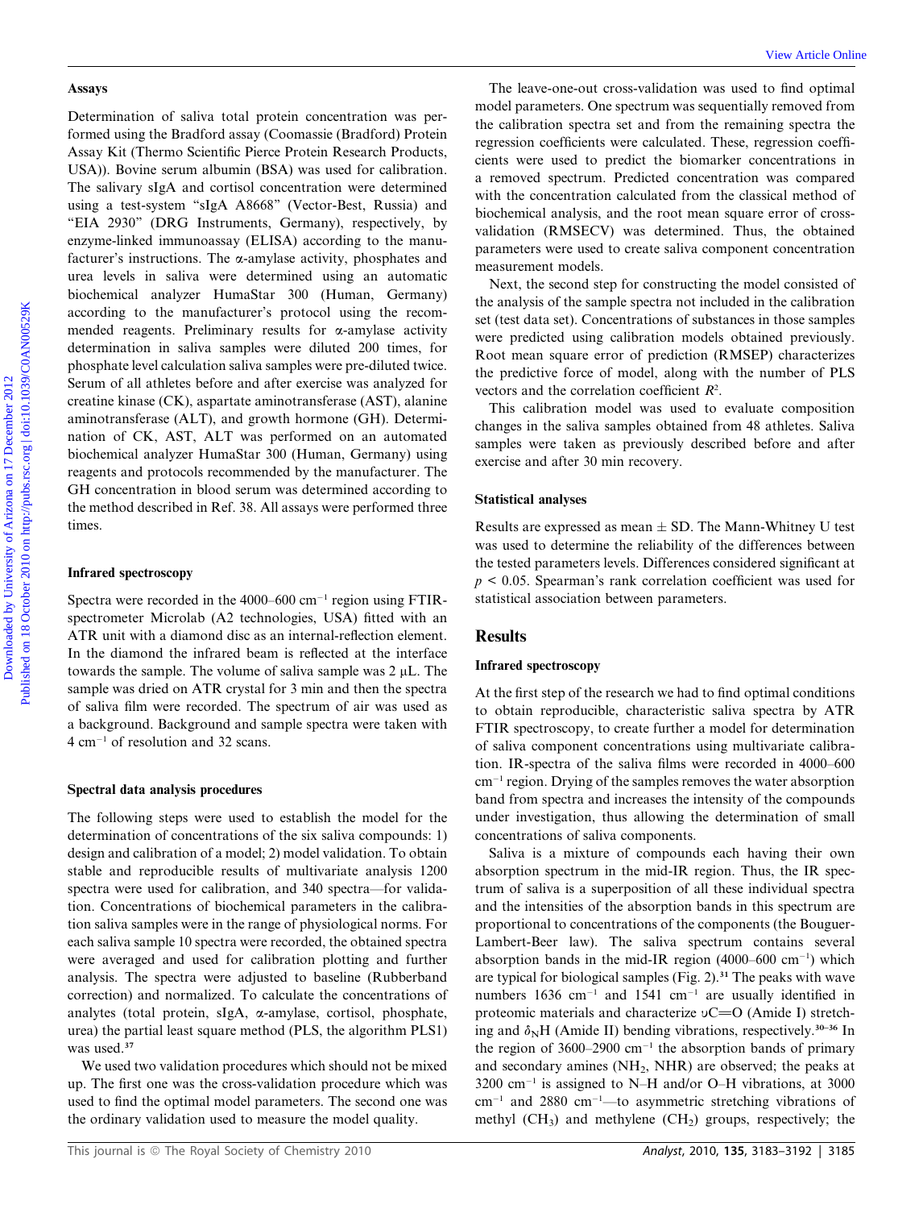### Assays

Determination of saliva total protein concentration was performed using the Bradford assay (Coomassie (Bradford) Protein Assay Kit (Thermo Scientific Pierce Protein Research Products, USA)). Bovine serum albumin (BSA) was used for calibration. The salivary sIgA and cortisol concentration were determined using a test-system "sIgA A8668" (Vector-Best, Russia) and "EIA 2930" (DRG Instruments, Germany), respectively, by enzyme-linked immunoassay (ELISA) according to the manufacturer's instructions. The α-amylase activity, phosphates and urea levels in saliva were determined using an automatic biochemical analyzer HumaStar 300 (Human, Germany) according to the manufacturer's protocol using the recommended reagents. Preliminary results for α-amylase activity determination in saliva samples were diluted 200 times, for phosphate level calculation saliva samples were pre-diluted twice. Serum of all athletes before and after exercise was analyzed for creatine kinase (CK), aspartate aminotransferase (AST), alanine aminotransferase (ALT), and growth hormone (GH). Determination of CK, AST, ALT was performed on an automated biochemical analyzer HumaStar 300 (Human, Germany) using reagents and protocols recommended by the manufacturer. The GH concentration in blood serum was determined according to the method described in Ref. 38. All assays were performed three times.

### Infrared spectroscopy

Spectra were recorded in the 4000–600 cm$^{-1}$ region using FTIR-spectrometer Microlab (A2 technologies, USA) fitted with an ATR unit with a diamond disc as an internal-reflection element. In the diamond the infrared beam is reflected at the interface towards the sample. The volume of saliva sample was 2 μL. The sample was dried on ATR crystal for 3 min and then the spectra of saliva film were recorded. The spectrum of air was used as a background. Background and sample spectra were taken with 4 cm$^{-1}$ of resolution and 32 scans.

### Spectral data analysis procedures

The following steps were used to establish the model for the determination of concentrations of the six saliva compounds: 1) design and calibration of a model; 2) model validation. To obtain stable and reproducible results of multivariate analysis 1200 spectra were used for calibration, and 340 spectra—for validation. Concentrations of biochemical parameters in the calibration saliva samples were in the range of physiological norms. For each saliva sample 10 spectra were recorded, the obtained spectra were averaged and used for calibration plotting and further analysis. The spectra were adjusted to baseline (Rubberband correction) and normalized. To calculate the concentrations of analytes (total protein, sIgA, α-amylase, cortisol, phosphate, urea) the partial least square method (PLS, the algorithm PLS1) was used.[37]

We used two validation procedures which should not be mixed up. The first one was the cross-validation procedure which was used to find the optimal model parameters. The second one was the ordinary validation used to measure the model quality.

The leave-one-out cross-validation was used to find optimal model parameters. One spectrum was sequentially removed from the calibration spectra set and from the remaining spectra the regression coefficients were calculated. These, regression coefficients were used to predict the biomarker concentrations in a removed spectrum. Predicted concentration was compared with the concentration calculated from the classical method of biochemical analysis, and the root mean square error of cross-validation (RMSECV) was determined. Thus, the obtained parameters were used to create saliva component concentration measurement models.

Next, the second step for constructing the model consisted of the analysis of the sample spectra not included in the calibration set (test data set). Concentrations of substances in those samples were predicted using calibration models obtained previously. Root mean square error of prediction (RMSEP) characterizes the predictive force of model, along with the number of PLS vectors and the correlation coefficient $R^2$.

This calibration model was used to evaluate composition changes in the saliva samples obtained from 48 athletes. Saliva samples were taken as previously described before and after exercise and after 30 min recovery.

### Statistical analyses

Results are expressed as mean ± SD. The Mann-Whitney U test was used to determine the reliability of the differences between the tested parameters levels. Differences considered significant at $p < 0.05$. Spearman's rank correlation coefficient was used for statistical association between parameters.

## Results

### Infrared spectroscopy

At the first step of the research we had to find optimal conditions to obtain reproducible, characteristic saliva spectra by ATR FTIR spectroscopy, to create further a model for determination of saliva component concentrations using multivariate calibration. IR-spectra of the saliva films were recorded in 4000–600 cm$^{-1}$ region. Drying of the samples removes the water absorption band from spectra and increases the intensity of the compounds under investigation, thus allowing the determination of small concentrations of saliva components.

Saliva is a mixture of compounds each having their own absorption spectrum in the mid-IR region. Thus, the IR spectrum of saliva is a superposition of all these individual spectra and the intensities of the absorption bands in this spectrum are proportional to concentrations of the components (the Bouguer-Lambert-Beer law). The saliva spectrum contains several absorption bands in the mid-IR region (4000–600 cm$^{-1}$) which are typical for biological samples (Fig. 2).[31] The peaks with wave numbers 1636 cm$^{-1}$ and 1541 cm$^{-1}$ are usually identified in proteomic materials and characterize $\nu$C=O (Amide I) stretching and $\delta_N$H (Amide II) bending vibrations, respectively.[30–36] In the region of 3600–2900 cm$^{-1}$ the absorption bands of primary and secondary amines ($NH_2$, NHR) are observed; the peaks at 3200 cm$^{-1}$ is assigned to N–H and/or O–H vibrations, at 3000 cm$^{-1}$ and 2880 cm$^{-1}$—to asymmetric stretching vibrations of methyl ($CH_3$) and methylene ($CH_2$) groups, respectively; the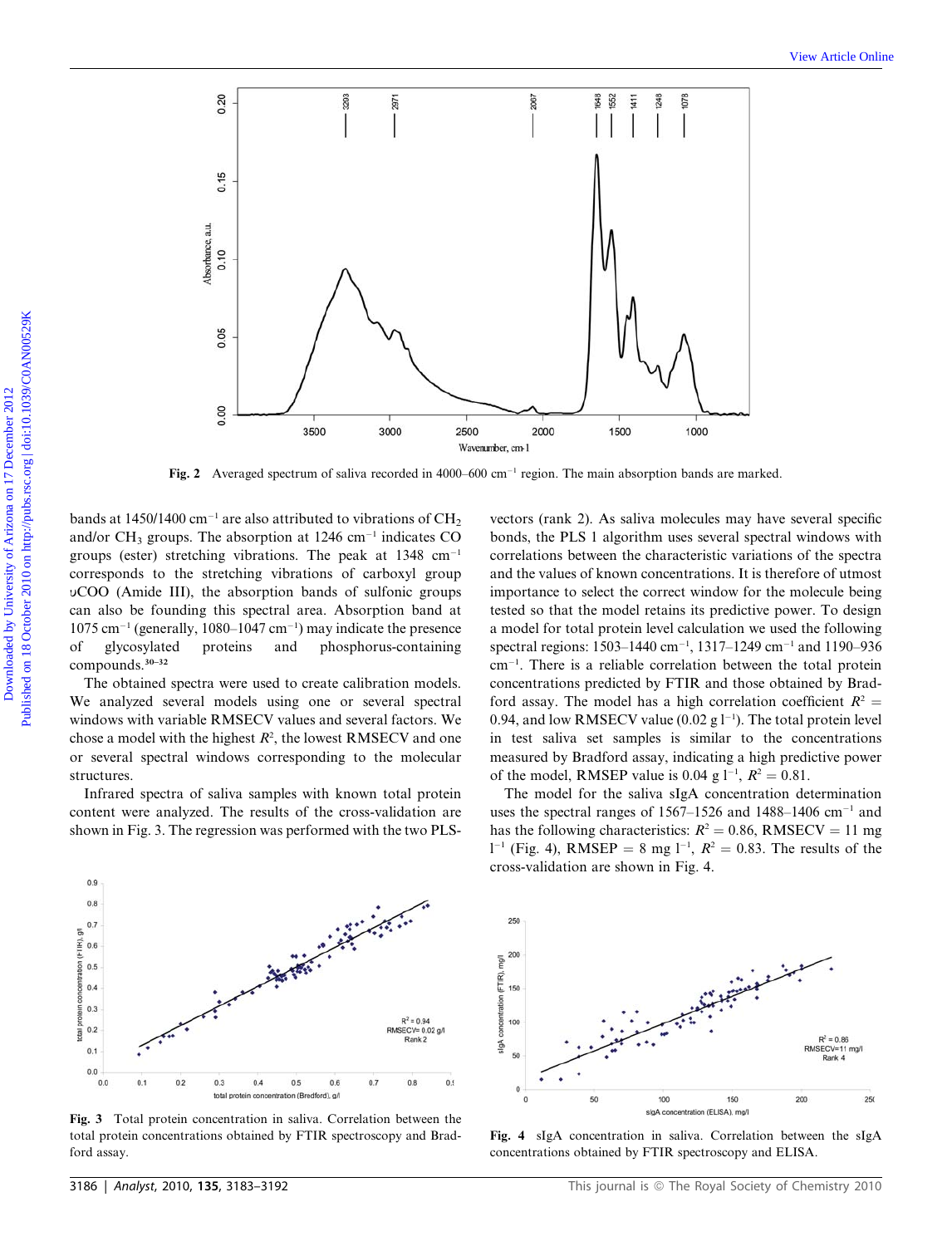0.20

0.15

0.10

0.05

0.00

Absorbance, a.u.

3293 2971 2067 1648 1552 1411 1248 1078

3500 3000 2500 2000 1500 1000

Wavenumber, cm-1

**Fig. 2** Averaged spectrum of saliva recorded in 4000–600 $cm^{-1}$ region. The main absorption bands are marked.

bands at 1450/1400 $cm^{-1}$ are also attributed to vibrations of $CH_2$ and/or $CH_3$ groups. The absorption at 1246 $cm^{-1}$ indicates CO groups (ester) stretching vibrations. The peak at 1348 $cm^{-1}$ corresponds to the stretching vibrations of carboxyl group υCOO (Amide III), the absorption bands of sulfonic groups can also be founding this spectral area. Absorption band at 1075 $cm^{-1}$ (generally, 1080–1047 $cm^{-1}$) may indicate the presence of glycosylated proteins and phosphorus-containing compounds.[30–32]

The obtained spectra were used to create calibration models. We analyzed several models using one or several spectral windows with variable RMSECV values and several factors. We chose a model with the highest $R^2$, the lowest RMSECV and one or several spectral windows corresponding to the molecular structures.

Infrared spectra of saliva samples with known total protein content were analyzed. The results of the cross-validation are shown in Fig. 3. The regression was performed with the two PLS-vectors (rank 2). As saliva molecules may have several specific bonds, the PLS 1 algorithm uses several spectral windows with correlations between the characteristic variations of the spectra and the values of known concentrations. It is therefore of utmost importance to select the correct window for the molecule being tested so that the model retains its predictive power. To design a model for total protein level calculation we used the following spectral regions: 1503–1440 $cm^{-1}$, 1317–1249 $cm^{-1}$ and 1190–936 $cm^{-1}$. There is a reliable correlation between the total protein concentrations predicted by FTIR and those obtained by Bradford assay. The model has a high correlation coefficient $R^2$ = 0.94, and low RMSECV value (0.02 g $l^{-1}$). The total protein level in test saliva set samples is similar to the concentrations measured by Bradford assay, indicating a high predictive power of the model, RMSEP value is 0.04 g $l^{-1}$, $R^2$ = 0.81.

The model for the saliva sIgA concentration determination uses the spectral ranges of 1567–1526 and 1488–1406 $cm^{-1}$ and has the following characteristics: $R^2$ = 0.86, RMSECV = 11 mg $l^{-1}$ (Fig. 4), RMSEP = 8 mg $l^{-1}$, $R^2$ = 0.83. The results of the cross-validation are shown in Fig. 4.

total protein concentration (FTIR), g/l

0.9 0.8 0.7 0.6 0.5 0.4 0.3 0.2 0.1 0.0

0.0 0.1 0.2 0.3 0.4 0.5 0.6 0.7 0.8 0.9

total protein concentration (Bredford), g/l

R² = 0.94
RMSECV= 0.02 g/l
Rank 2

**Fig. 3** Total protein concentration in saliva. Correlation between the total protein concentrations obtained by FTIR spectroscopy and Bradford assay.

sIgA concentration (FTIR), mg/l

250 200 150 100 50 0

0 50 100 150 200 250

sIgA concentration (ELISA), mg/l

R² = 0.86
RMSECV=11 mg/l
Rank 4

**Fig. 4** sIgA concentration in saliva. Correlation between the sIgA concentrations obtained by FTIR spectroscopy and ELISA.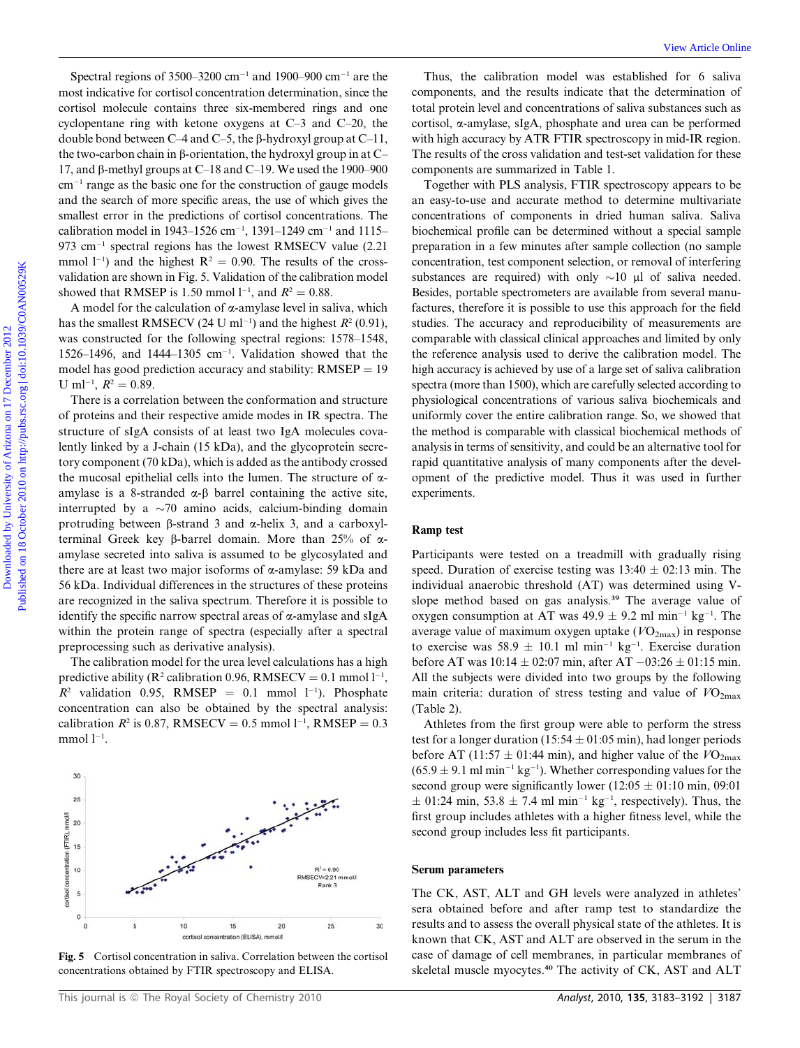Spectral regions of 3500–3200 cm$^{-1}$ and 1900–900 cm$^{-1}$ are the most indicative for cortisol concentration determination, since the cortisol molecule contains three six-membered rings and one cyclopentane ring with ketone oxygens at C–3 and C–20, the double bond between C–4 and C–5, the β-hydroxyl group at C–11, the two-carbon chain in β-orientation, the hydroxyl group in at C–17, and β-methyl groups at C–18 and C–19. We used the 1900–900 cm$^{-1}$ range as the basic one for the construction of gauge models and the search of more specific areas, the use of which gives the smallest error in the predictions of cortisol concentrations. The calibration model in 1943–1526 cm$^{-1}$, 1391–1249 cm$^{-1}$ and 1115–973 cm$^{-1}$ spectral regions has the lowest RMSECV value (2.21 mmol l$^{-1}$) and the highest $R^2$ = 0.90. The results of the cross-validation are shown in Fig. 5. Validation of the calibration model showed that RMSEP is 1.50 mmol l$^{-1}$, and $R^2$ = 0.88.

A model for the calculation of α-amylase level in saliva, which has the smallest RMSECV (24 U ml$^{-1}$) and the highest $R^2$ (0.91), was constructed for the following spectral regions: 1578–1548, 1526–1496, and 1444–1305 cm$^{-1}$. Validation showed that the model has good prediction accuracy and stability: RMSEP = 19 U ml$^{-1}$, $R^2$ = 0.89.

There is a correlation between the conformation and structure of proteins and their respective amide modes in IR spectra. The structure of sIgA consists of at least two IgA molecules covalently linked by a J-chain (15 kDa), and the glycoprotein secretory component (70 kDa), which is added as the antibody crossed the mucosal epithelial cells into the lumen. The structure of α-amylase is a 8-stranded α-β barrel containing the active site, interrupted by a ~70 amino acids, calcium-binding domain protruding between β-strand 3 and α-helix 3, and a carboxyl-terminal Greek key β-barrel domain. More than 25% of α-amylase secreted into saliva is assumed to be glycosylated and there are at least two major isoforms of α-amylase: 59 kDa and 56 kDa. Individual differences in the structures of these proteins are recognized in the saliva spectrum. Therefore it is possible to identify the specific narrow spectral areas of α-amylase and sIgA within the protein range of spectra (especially after a spectral preprocessing such as derivative analysis).

The calibration model for the urea level calculations has a high predictive ability ($R^2$ calibration 0.96, RMSECV = 0.1 mmol l$^{-1}$, $R^2$ validation 0.95, RMSEP = 0.1 mmol l$^{-1}$). Phosphate concentration can also be obtained by the spectral analysis: calibration $R^2$ is 0.87, RMSECV = 0.5 mmol l$^{-1}$, RMSEP = 0.3 mmol l$^{-1}$.

cortisol concentration (FTIR), mmol/l
cortisol concentration (ELISA), mmol/l
R² = 0.90
RMSECV=2.21 mmol/l
Rank 3
0
5
10
15
20
25
30

**Fig. 5** Cortisol concentration in saliva. Correlation between the cortisol concentrations obtained by FTIR spectroscopy and ELISA.

Thus, the calibration model was established for 6 saliva components, and the results indicate that the determination of total protein level and concentrations of saliva substances such as cortisol, α-amylase, sIgA, phosphate and urea can be performed with high accuracy by ATR FTIR spectroscopy in mid-IR region. The results of the cross validation and test-set validation for these components are summarized in Table 1.

Together with PLS analysis, FTIR spectroscopy appears to be an easy-to-use and accurate method to determine multivariate concentrations of components in dried human saliva. Saliva biochemical profile can be determined without a special sample preparation in a few minutes after sample collection (no sample concentration, test component selection, or removal of interfering substances are required) with only ~10 μl of saliva needed. Besides, portable spectrometers are available from several manufactures, therefore it is possible to use this approach for the field studies. The accuracy and reproducibility of measurements are comparable with classical clinical approaches and limited by only the reference analysis used to derive the calibration model. The high accuracy is achieved by use of a large set of saliva calibration spectra (more than 1500), which are carefully selected according to physiological concentrations of various saliva biochemicals and uniformly cover the entire calibration range. So, we showed that the method is comparable with classical biochemical methods of analysis in terms of sensitivity, and could be an alternative tool for rapid quantitative analysis of many components after the development of the predictive model. Thus it was used in further experiments.

## Ramp test

Participants were tested on a treadmill with gradually rising speed. Duration of exercise testing was 13:40 ± 02:13 min. The individual anaerobic threshold (AT) was determined using V-slope method based on gas analysis.[39] The average value of oxygen consumption at AT was 49.9 ± 9.2 ml min$^{-1}$ kg$^{-1}$. The average value of maximum oxygen uptake ($VO_{2max}$) in response to exercise was 58.9 ± 10.1 ml min$^{-1}$ kg$^{-1}$. Exercise duration before AT was 10:14 ± 02:07 min, after AT −03:26 ± 01:15 min. All the subjects were divided into two groups by the following main criteria: duration of stress testing and value of $VO_{2max}$ (Table 2).

Athletes from the first group were able to perform the stress test for a longer duration (15:54 ± 01:05 min), had longer periods before AT (11:57 ± 01:44 min), and higher value of the $VO_{2max}$ (65.9 ± 9.1 ml min$^{-1}$ kg$^{-1}$). Whether corresponding values for the second group were significantly lower (12:05 ± 01:10 min, 09:01 ± 01:24 min, 53.8 ± 7.4 ml min$^{-1}$ kg$^{-1}$, respectively). Thus, the first group includes athletes with a higher fitness level, while the second group includes less fit participants.

## Serum parameters

The CK, AST, ALT and GH levels were analyzed in athletes' sera obtained before and after ramp test to standardize the results and to assess the overall physical state of the athletes. It is known that CK, AST and ALT are observed in the serum in the case of damage of cell membranes, in particular membranes of skeletal muscle myocytes.[40] The activity of CK, AST and ALT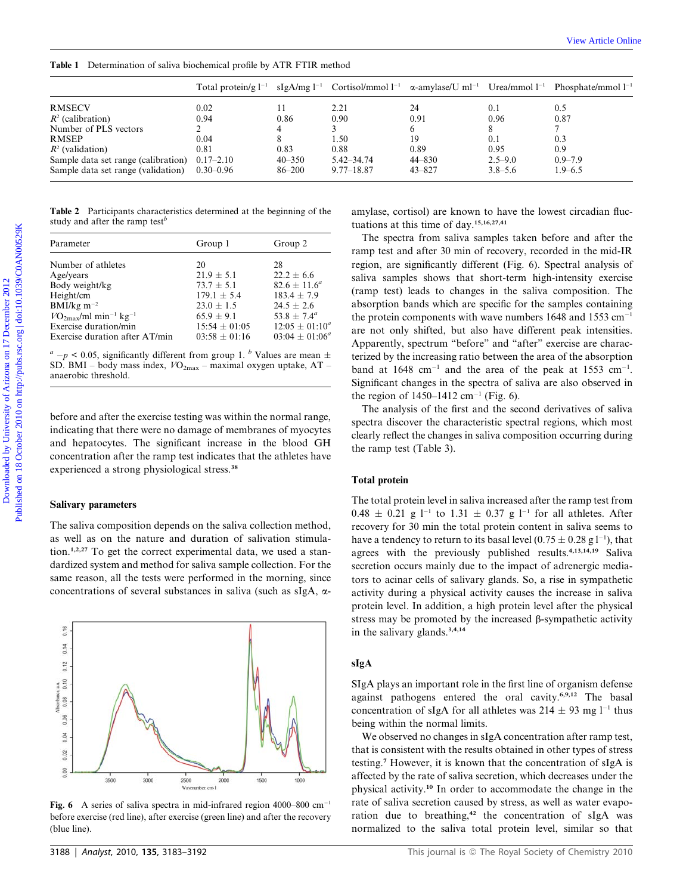**Table 1** Determination of saliva biochemical profile by ATR FTIR method

| | Total protein/g $l^{-1}$ | sIgA/mg $l^{-1}$ | Cortisol/mmol $l^{-1}$ | α-amylase/U $ml^{-1}$ | Urea/mmol $l^{-1}$ | Phosphate/mmol $l^{-1}$ |
|---|---|---|---|---|---|---|
| RMSECV | 0.02 | 11 | 2.21 | 24 | 0.1 | 0.5 |
| $R^2$ (calibration) | 0.94 | 0.86 | 0.90 | 0.91 | 0.96 | 0.87 |
| Number of PLS vectors | 2 | 4 | 3 | 6 | 8 | 7 |
| RMSEP | 0.04 | 8 | 1.50 | 19 | 0.1 | 0.3 |
| $R^2$ (validation) | 0.81 | 0.83 | 0.88 | 0.89 | 0.95 | 0.9 |
| Sample data set range (calibration) | 0.17–2.10 | 40–350 | 5.42–34.74 | 44–830 | 2.5–9.0 | 0.9–7.9 |
| Sample data set range (validation) | 0.30–0.96 | 86–200 | 9.77–18.87 | 43–827 | 3.8–5.6 | 1.9–6.5 |

**Table 2** Participants characteristics determined at the beginning of the study and after the ramp test[b]

| Parameter | Group 1 | Group 2 |
|---|---|---|
| Number of athletes | 20 | 28 |
| Age/years | 21.9 ± 5.1 | 22.2 ± 6.6 |
| Body weight/kg | 73.7 ± 5.1 | 82.6 ± 11.6[a] |
| Height/cm | 179.1 ± 5.4 | 183.4 ± 7.9 |
| BMI/kg $m^{-2}$ | 23.0 ± 1.5 | 24.5 ± 2.6 |
| $VO_{2max}$/ml $min^{-1}$ $kg^{-1}$ | 65.9 ± 9.1 | 53.8 ± 7.4[a] |
| Exercise duration/min | 15:54 ± 01:05 | 12:05 ± 01:10[a] |
| Exercise duration after AT/min | 03:58 ± 01:16 | 03:04 ± 01:06[a] |

[a] $-p < 0.05$, significantly different from group 1. [b] Values are mean ± SD. BMI – body mass index, $VO_{2max}$ – maximal oxygen uptake, AT – anaerobic threshold.

before and after the exercise testing was within the normal range, indicating that there were no damage of membranes of myocytes and hepatocytes. The significant increase in the blood GH concentration after the ramp test indicates that the athletes have experienced a strong physiological stress.[38]

## Salivary parameters

The saliva composition depends on the saliva collection method, as well as on the nature and duration of salivation stimulation.[1,2,27] To get the correct experimental data, we used a standardized system and method for saliva sample collection. For the same reason, all the tests were performed in the morning, since concentrations of several substances in saliva (such as sIgA, α-amylase, cortisol) are known to have the lowest circadian fluctuations at this time of day.[15,16,27,41]

Absorbance, a.u.
0.00 0.02 0.04 0.06 0.08 0.10 0.12 0.14 0.16
3500 3000 2500 2000 1500 1000
Wavenumber, cm-1

**Fig. 6** A series of saliva spectra in mid-infrared region 4000–800 $cm^{-1}$ before exercise (red line), after exercise (green line) and after the recovery (blue line).

The spectra from saliva samples taken before and after the ramp test and after 30 min of recovery, recorded in the mid-IR region, are significantly different (Fig. 6). Spectral analysis of saliva samples shows that short-term high-intensity exercise (ramp test) leads to changes in the saliva composition. The absorption bands which are specific for the samples containing the protein components with wave numbers 1648 and 1553 $cm^{-1}$ are not only shifted, but also have different peak intensities. Apparently, spectrum "before" and "after" exercise are characterized by the increasing ratio between the area of the absorption band at 1648 $cm^{-1}$ and the area of the peak at 1553 $cm^{-1}$. Significant changes in the spectra of saliva are also observed in the region of 1450–1412 $cm^{-1}$ (Fig. 6).

The analysis of the first and the second derivatives of saliva spectra discover the characteristic spectral regions, which most clearly reflect the changes in saliva composition occurring during the ramp test (Table 3).

## Total protein

The total protein level in saliva increased after the ramp test from 0.48 ± 0.21 g $l^{-1}$ to 1.31 ± 0.37 g $l^{-1}$ for all athletes. After recovery for 30 min the total protein content in saliva seems to have a tendency to return to its basal level (0.75 ± 0.28 g $l^{-1}$), that agrees with the previously published results.[4,13,14,19] Saliva secretion occurs mainly due to the impact of adrenergic mediators to acinar cells of salivary glands. So, a rise in sympathetic activity during a physical activity causes the increase in saliva protein level. In addition, a high protein level after the physical stress may be promoted by the increased β-sympathetic activity in the salivary glands.[3,4,14]

## sIgA

SIgA plays an important role in the first line of organism defense against pathogens entered the oral cavity.[6,9,12] The basal concentration of sIgA for all athletes was 214 ± 93 mg $l^{-1}$ thus being within the normal limits.

We observed no changes in sIgA concentration after ramp test, that is consistent with the results obtained in other types of stress testing.[7] However, it is known that the concentration of sIgA is affected by the rate of saliva secretion, which decreases under the physical activity.[10] In order to accommodate the change in the rate of saliva secretion caused by stress, as well as water evaporation due to breathing,[42] the concentration of sIgA was normalized to the saliva total protein level, similar so that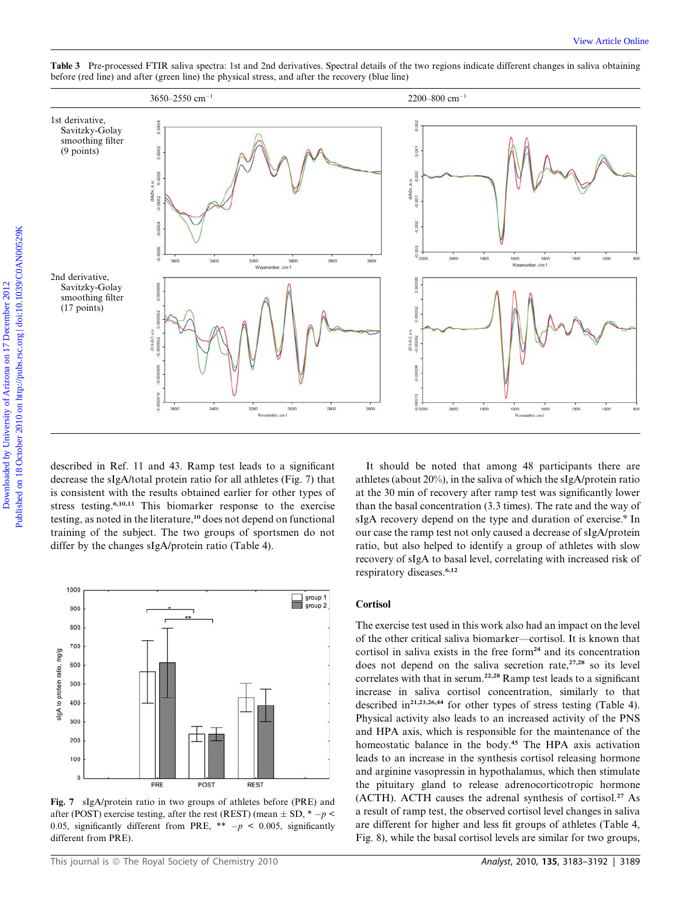**Table 3** Pre-processed FTIR saliva spectra: 1st and 2nd derivatives. Spectral details of the two regions indicate different changes in saliva obtaining before (red line) and after (green line) the physical stress, and after the recovery (blue line)

| | 3650–2550 cm$^{-1}$ | 2200–800 cm$^{-1}$ |
|---|---|---|
| 1st derivative, Savitzky-Golay smoothing filter (9 points) | | |
| 2nd derivative, Savitzky-Golay smoothing filter (17 points) | | |

described in Ref. 11 and 43. Ramp test leads to a significant decrease the sIgA/total protein ratio for all athletes (Fig. 7) that is consistent with the results obtained earlier for other types of stress testing.[6,10,13] This biomarker response to the exercise testing, as noted in the literature,[10] does not depend on functional training of the subject. The two groups of sportsmen do not differ by the changes sIgA/protein ratio (Table 4).

1000
900
800
700
600
500
400
300
200
100
0
sIgA to protein ratio, mg/g
PRE
POST
REST
group 1
group 2
*
**

**Fig. 7** sIgA/protein ratio in two groups of athletes before (PRE) and after (POST) exercise testing, after the rest (REST) (mean ± SD, * $-p <$ 0.05, significantly different from PRE, ** $-p <$ 0.005, significantly different from PRE).

It should be noted that among 48 participants there are athletes (about 20%), in the saliva of which the sIgA/protein ratio at the 30 min of recovery after ramp test was significantly lower than the basal concentration (3.3 times). The rate and the way of sIgA recovery depend on the type and duration of exercise.[9] In our case the ramp test not only caused a decrease of sIgA/protein ratio, but also helped to identify a group of athletes with slow recovery of sIgA to basal level, correlating with increased risk of respiratory diseases.[6,12]

## Cortisol

The exercise test used in this work also had an impact on the level of the other critical saliva biomarker—cortisol. It is known that cortisol in saliva exists in the free form[24] and its concentration does not depend on the saliva secretion rate,[27,28] so its level correlates with that in serum.[22,28] Ramp test leads to a significant increase in saliva cortisol concentration, similarly to that described in[21,23,26,44] for other types of stress testing (Table 4). Physical activity also leads to an increased activity of the PNS and HPA axis, which is responsible for the maintenance of the homeostatic balance in the body.[45] The HPA axis activation leads to an increase in the synthesis cortisol releasing hormone and arginine vasopressin in hypothalamus, which then stimulate the pituitary gland to release adrenocorticotropic hormone (ACTH). ACTH causes the adrenal synthesis of cortisol.[27] As a result of ramp test, the observed cortisol level changes in saliva are different for higher and less fit groups of athletes (Table 4, Fig. 8), while the basal cortisol levels are similar for two groups,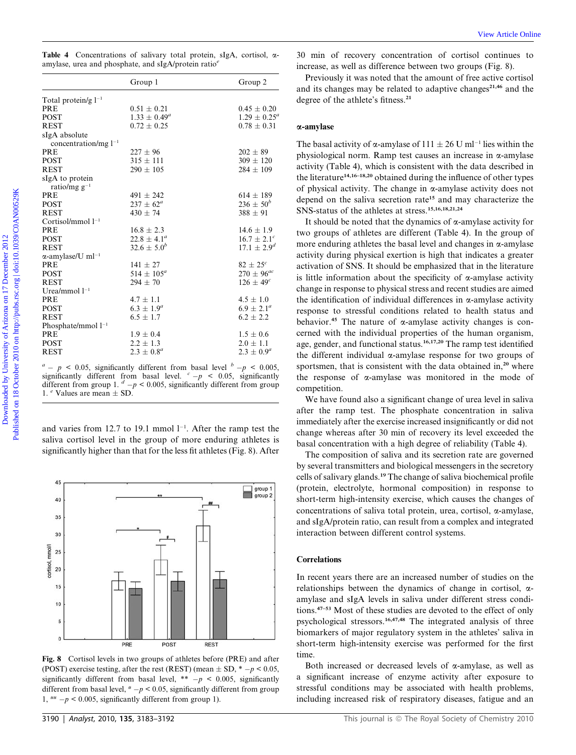**Table 4** Concentrations of salivary total protein, sIgA, cortisol, α-amylase, urea and phosphate, and sIgA/protein ratio[e]

| | Group 1 | Group 2 |
|---|---|---|
| Total protein/g l$^{-1}$ | | |
| PRE | 0.51 ± 0.21 | 0.45 ± 0.20 |
| POST | 1.33 ± 0.49[a] | 1.29 ± 0.25[a] |
| REST | 0.72 ± 0.25 | 0.78 ± 0.31 |
| sIgA absolute concentration/mg l$^{-1}$ | | |
| PRE | 227 ± 96 | 202 ± 89 |
| POST | 315 ± 111 | 309 ± 120 |
| REST | 290 ± 105 | 284 ± 109 |
| sIgA to protein ratio/mg g$^{-1}$ | | |
| PRE | 491 ± 242 | 614 ± 189 |
| POST | 237 ± 62[a] | 236 ± 50[b] |
| REST | 430 ± 74 | 388 ± 91 |
| Cortisol/mmol l$^{-1}$ | | |
| PRE | 16.8 ± 2.3 | 14.6 ± 1.9 |
| POST | 22.8 ± 4.1[a] | 16.7 ± 2.1[c] |
| REST | 32.6 ± 5.0[b] | 17.1 ± 2.9[d] |
| α-amylase/U ml$^{-1}$ | | |
| PRE | 141 ± 27 | 82 ± 25[c] |
| POST | 514 ± 105[a] | 270 ± 96[ac] |
| REST | 294 ± 70 | 126 ± 49[c] |
| Urea/mmol l$^{-1}$ | | |
| PRE | 4.7 ± 1.1 | 4.5 ± 1.0 |
| POST | 6.3 ± 1.9[a] | 6.9 ± 2.1[a] |
| REST | 6.5 ± 1.7 | 6.2 ± 2.2 |
| Phosphate/mmol l$^{-1}$ | | |
| PRE | 1.9 ± 0.4 | 1.5 ± 0.6 |
| POST | 2.2 ± 1.3 | 2.0 ± 1.1 |
| REST | 2.3 ± 0.8[a] | 2.3 ± 0.9[a] |

[a] – $p < 0.05$, significantly different from basal level [b] –$p < 0.005$, significantly different from basal level. [c] –$p < 0.05$, significantly different from group 1. [d] –$p < 0.005$, significantly different from group 1. [e] Values are mean ± SD.

and varies from 12.7 to 19.1 mmol l$^{-1}$. After the ramp test the saliva cortisol level in the group of more enduring athletes is significantly higher than that for the less fit athletes (Fig. 8). After 30 min of recovery concentration of cortisol continues to increase, as well as difference between two groups (Fig. 8).

45
40
35
30
25
20
15
10
5
0
cortisol, mmol/l
PRE
POST
REST
group 1
group 2
*
**
#
##

**Fig. 8** Cortisol levels in two groups of athletes before (PRE) and after (POST) exercise testing, after the rest (REST) (mean ± SD, * –$p < 0.05$, significantly different from basal level, ** –$p < 0.005$, significantly different from basal level, # –$p < 0.05$, significantly different from group 1, ## –$p < 0.005$, significantly different from group 1).

Previously it was noted that the amount of free active cortisol and its changes may be related to adaptive changes[21,46] and the degree of the athlete's fitness.[21]

### α-amylase

The basal activity of α-amylase of 111 ± 26 U ml$^{-1}$ lies within the physiological norm. Ramp test causes an increase in α-amylase activity (Table 4), which is consistent with the data described in the literature[14,16–18,20] obtained during the influence of other types of physical activity. The change in α-amylase activity does not depend on the saliva secretion rate[15] and may characterize the SNS-status of the athletes at stress.[15,16,18,21,24]

It should be noted that the dynamics of α-amylase activity for two groups of athletes are different (Table 4). In the group of more enduring athletes the basal level and changes in α-amylase activity during physical exertion is high that indicates a greater activation of SNS. It should be emphasized that in the literature is little information about the specificity of α-amylase activity change in response to physical stress and recent studies are aimed the identification of individual differences in α-amylase activity response to stressful conditions related to health status and behavior.[45] The nature of α-amylase activity changes is concerned with the individual properties of the human organism, age, gender, and functional status.[16,17,20] The ramp test identified the different individual α-amylase response for two groups of sportsmen, that is consistent with the data obtained in,[20] where the response of α-amylase was monitored in the mode of competition.

We have found also a significant change of urea level in saliva after the ramp test. The phosphate concentration in saliva immediately after the exercise increased insignificantly or did not change whereas after 30 min of recovery its level exceeded the basal concentration with a high degree of reliability (Table 4).

The composition of saliva and its secretion rate are governed by several transmitters and biological messengers in the secretory cells of salivary glands.[19] The change of saliva biochemical profile (protein, electrolyte, hormonal composition) in response to short-term high-intensity exercise, which causes the changes of concentrations of saliva total protein, urea, cortisol, α-amylase, and sIgA/protein ratio, can result from a complex and integrated interaction between different control systems.

### Correlations

In recent years there are an increased number of studies on the relationships between the dynamics of change in cortisol, α-amylase and sIgA levels in saliva under different stress conditions.[47–53] Most of these studies are devoted to the effect of only psychological stressors.[16,47,48] The integrated analysis of three biomarkers of major regulatory system in the athletes' saliva in short-term high-intensity exercise was performed for the first time.

Both increased or decreased levels of α-amylase, as well as a significant increase of enzyme activity after exposure to stressful conditions may be associated with health problems, including increased risk of respiratory diseases, fatigue and an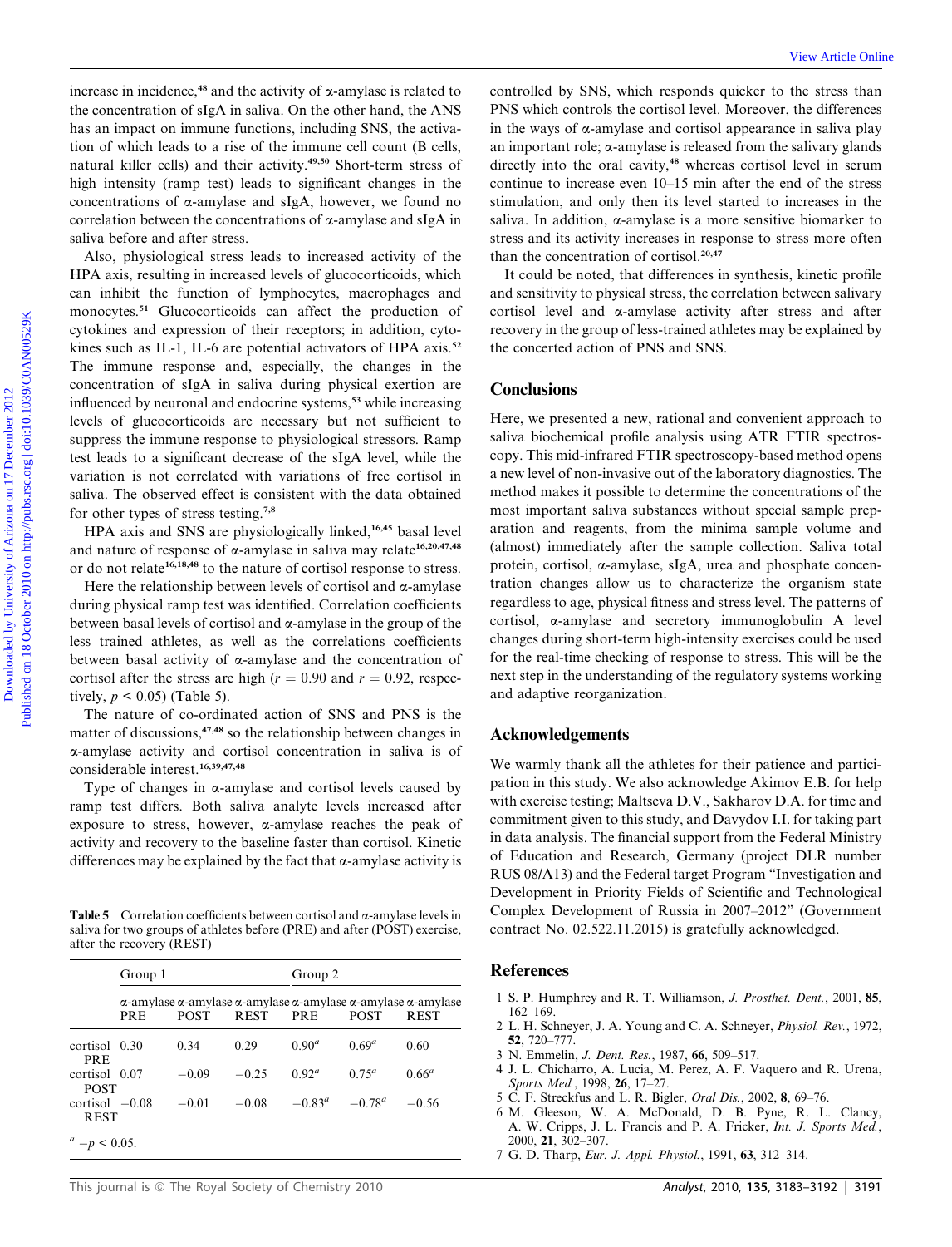increase in incidence,[48] and the activity of α-amylase is related to the concentration of sIgA in saliva. On the other hand, the ANS has an impact on immune functions, including SNS, the activation of which leads to a rise of the immune cell count (B cells, natural killer cells) and their activity.[49,50] Short-term stress of high intensity (ramp test) leads to significant changes in the concentrations of α-amylase and sIgA, however, we found no correlation between the concentrations of α-amylase and sIgA in saliva before and after stress.

Also, physiological stress leads to increased activity of the HPA axis, resulting in increased levels of glucocorticoids, which can inhibit the function of lymphocytes, macrophages and monocytes.[51] Glucocorticoids can affect the production of cytokines and expression of their receptors; in addition, cytokines such as IL-1, IL-6 are potential activators of HPA axis.[52] The immune response and, especially, the changes in the concentration of sIgA in saliva during physical exertion are influenced by neuronal and endocrine systems,[53] while increasing levels of glucocorticoids are necessary but not sufficient to suppress the immune response to physiological stressors. Ramp test leads to a significant decrease of the sIgA level, while the variation is not correlated with variations of free cortisol in saliva. The observed effect is consistent with the data obtained for other types of stress testing.[7,8]

HPA axis and SNS are physiologically linked,[16,45] basal level and nature of response of α-amylase in saliva may relate[16,20,47,48] or do not relate[16,18,48] to the nature of cortisol response to stress.

Here the relationship between levels of cortisol and α-amylase during physical ramp test was identified. Correlation coefficients between basal levels of cortisol and α-amylase in the group of the less trained athletes, as well as the correlations coefficients between basal activity of α-amylase and the concentration of cortisol after the stress are high ($r = 0.90$ and $r = 0.92$, respectively, $p < 0.05$) (Table 5).

The nature of co-ordinated action of SNS and PNS is the matter of discussions,[47,48] so the relationship between changes in α-amylase activity and cortisol concentration in saliva is of considerable interest.[16,39,47,48]

Type of changes in α-amylase and cortisol levels caused by ramp test differs. Both saliva analyte levels increased after exposure to stress, however, α-amylase reaches the peak of activity and recovery to the baseline faster than cortisol. Kinetic differences may be explained by the fact that α-amylase activity is controlled by SNS, which responds quicker to the stress than PNS which controls the cortisol level. Moreover, the differences in the ways of α-amylase and cortisol appearance in saliva play an important role; α-amylase is released from the salivary glands directly into the oral cavity,[48] whereas cortisol level in serum continue to increase even 10–15 min after the end of the stress stimulation, and only then its level started to increases in the saliva. In addition, α-amylase is a more sensitive biomarker to stress and its activity increases in response to stress more often than the concentration of cortisol.[20,47]

It could be noted, that differences in synthesis, kinetic profile and sensitivity to physical stress, the correlation between salivary cortisol level and α-amylase activity after stress and after recovery in the group of less-trained athletes may be explained by the concerted action of PNS and SNS.

**Table 5** Correlation coefficients between cortisol and α-amylase levels in saliva for two groups of athletes before (PRE) and after (POST) exercise, after the recovery (REST)

| | Group 1 | | | Group 2 | | |
|---|---|---|---|---|---|---|
| | α-amylase PRE | α-amylase POST | α-amylase REST | α-amylase PRE | α-amylase POST | α-amylase REST |
| cortisol PRE | 0.30 | 0.34 | 0.29 | 0.90[a] | 0.69[a] | 0.60 |
| cortisol POST | 0.07 | −0.09 | −0.25 | 0.92[a] | 0.75[a] | 0.66[a] |
| cortisol REST | −0.08 | −0.01 | −0.08 | −0.83[a] | −0.78[a] | −0.56 |

[a] $-p < 0.05$.

## Conclusions

Here, we presented a new, rational and convenient approach to saliva biochemical profile analysis using ATR FTIR spectroscopy. This mid-infrared FTIR spectroscopy-based method opens a new level of non-invasive out of the laboratory diagnostics. The method makes it possible to determine the concentrations of the most important saliva substances without special sample preparation and reagents, from the minima sample volume and (almost) immediately after the sample collection. Saliva total protein, cortisol, α-amylase, sIgA, urea and phosphate concentration changes allow us to characterize the organism state regardless to age, physical fitness and stress level. The patterns of cortisol, α-amylase and secretory immunoglobulin A level changes during short-term high-intensity exercises could be used for the real-time checking of response to stress. This will be the next step in the understanding of the regulatory systems working and adaptive reorganization.

## Acknowledgements

We warmly thank all the athletes for their patience and participation in this study. We also acknowledge Akimov E.B. for help with exercise testing; Maltseva D.V., Sakharov D.A. for time and commitment given to this study, and Davydov I.I. for taking part in data analysis. The financial support from the Federal Ministry of Education and Research, Germany (project DLR number RUS 08/A13) and the Federal target Program "Investigation and Development in Priority Fields of Scientific and Technological Complex Development of Russia in 2007–2012" (Government contract No. 02.522.11.2015) is gratefully acknowledged.

## References

1 S. P. Humphrey and R. T. Williamson, *J. Prosthet. Dent.*, 2001, **85**, 162–169.
2 L. H. Schneyer, J. A. Young and C. A. Schneyer, *Physiol. Rev.*, 1972, **52**, 720–777.
3 N. Emmelin, *J. Dent. Res.*, 1987, **66**, 509–517.
4 J. L. Chicharro, A. Lucia, M. Perez, A. F. Vaquero and R. Urena, *Sports Med.*, 1998, **26**, 17–27.
5 C. F. Streckfus and L. R. Bigler, *Oral Dis.*, 2002, **8**, 69–76.
6 M. Gleeson, W. A. McDonald, D. B. Pyne, R. L. Clancy, A. W. Cripps, J. L. Francis and P. A. Fricker, *Int. J. Sports Med.*, 2000, **21**, 302–307.
7 G. D. Tharp, *Eur. J. Appl. Physiol.*, 1991, **63**, 312–314.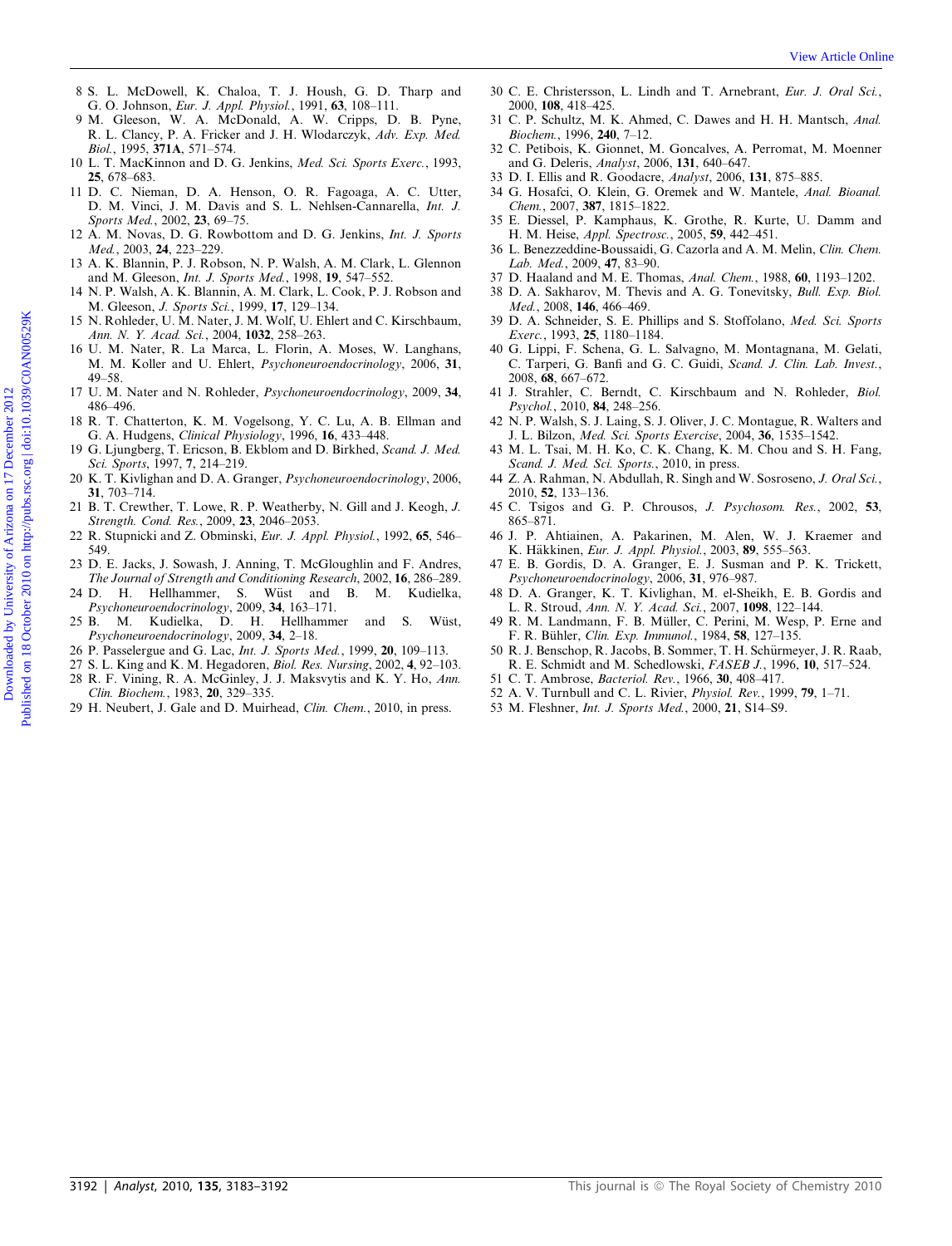8 S. L. McDowell, K. Chaloa, T. J. Housh, G. D. Tharp and G. O. Johnson, *Eur. J. Appl. Physiol.*, 1991, **63**, 108–111.

9 M. Gleeson, W. A. McDonald, A. W. Cripps, D. B. Pyne, R. L. Clancy, P. A. Fricker and J. H. Wlodarczyk, *Adv. Exp. Med. Biol.*, 1995, **371A**, 571–574.

10 L. T. MacKinnon and D. G. Jenkins, *Med. Sci. Sports Exerc.*, 1993, **25**, 678–683.

11 D. C. Nieman, D. A. Henson, O. R. Fagoaga, A. C. Utter, D. M. Vinci, J. M. Davis and S. L. Nehlsen-Cannarella, *Int. J. Sports Med.*, 2002, **23**, 69–75.

12 A. M. Novas, D. G. Rowbottom and D. G. Jenkins, *Int. J. Sports Med.*, 2003, **24**, 223–229.

13 A. K. Blannin, P. J. Robson, N. P. Walsh, A. M. Clark, L. Glennon and M. Gleeson, *Int. J. Sports Med.*, 1998, **19**, 547–552.

14 N. P. Walsh, A. K. Blannin, A. M. Clark, L. Cook, P. J. Robson and M. Gleeson, *J. Sports Sci.*, 1999, **17**, 129–134.

15 N. Rohleder, U. M. Nater, J. M. Wolf, U. Ehlert and C. Kirschbaum, *Ann. N. Y. Acad. Sci.*, 2004, **1032**, 258–263.

16 U. M. Nater, R. La Marca, L. Florin, A. Moses, W. Langhans, M. M. Koller and U. Ehlert, *Psychoneuroendocrinology*, 2006, **31**, 49–58.

17 U. M. Nater and N. Rohleder, *Psychoneuroendocrinology*, 2009, **34**, 486–496.

18 R. T. Chatterton, K. M. Vogelsong, Y. C. Lu, A. B. Ellman and G. A. Hudgens, *Clinical Physiology*, 1996, **16**, 433–448.

19 G. Ljungberg, T. Ericson, B. Ekblom and D. Birkhed, *Scand. J. Med. Sci. Sports*, 1997, **7**, 214–219.

20 K. T. Kivlighan and D. A. Granger, *Psychoneuroendocrinology*, 2006, **31**, 703–714.

21 B. T. Crewther, T. Lowe, R. P. Weatherby, N. Gill and J. Keogh, *J. Strength. Cond. Res.*, 2009, **23**, 2046–2053.

22 R. Stupnicki and Z. Obminski, *Eur. J. Appl. Physiol.*, 1992, **65**, 546–549.

23 D. E. Jacks, J. Sowash, J. Anning, T. McGloughlin and F. Andres, *The Journal of Strength and Conditioning Research*, 2002, **16**, 286–289.

24 D. H. Hellhammer, S. Wüst and B. M. Kudielka, *Psychoneuroendocrinology*, 2009, **34**, 163–171.

25 B. M. Kudielka, D. H. Hellhammer and S. Wüst, *Psychoneuroendocrinology*, 2009, **34**, 2–18.

26 P. Passelergue and G. Lac, *Int. J. Sports Med.*, 1999, **20**, 109–113.

27 S. L. King and K. M. Hegadoren, *Biol. Res. Nursing*, 2002, **4**, 92–103.

28 R. F. Vining, R. A. McGinley, J. J. Maksvytis and K. Y. Ho, *Ann. Clin. Biochem.*, 1983, **20**, 329–335.

29 H. Neubert, J. Gale and D. Muirhead, *Clin. Chem.*, 2010, in press.

30 C. E. Christersson, L. Lindh and T. Arnebrant, *Eur. J. Oral Sci.*, 2000, **108**, 418–425.

31 C. P. Schultz, M. K. Ahmed, C. Dawes and H. H. Mantsch, *Anal. Biochem.*, 1996, **240**, 7–12.

32 C. Petibois, K. Gionnet, M. Goncalves, A. Perromat, M. Moenner and G. Deleris, *Analyst*, 2006, **131**, 640–647.

33 D. I. Ellis and R. Goodacre, *Analyst*, 2006, **131**, 875–885.

34 G. Hosafci, O. Klein, G. Oremek and W. Mantele, *Anal. Bioanal. Chem.*, 2007, **387**, 1815–1822.

35 E. Diessel, P. Kamphaus, K. Grothe, R. Kurte, U. Damm and H. M. Heise, *Appl. Spectrosc.*, 2005, **59**, 442–451.

36 L. Benezzeddine-Boussaidi, G. Cazorla and A. M. Melin, *Clin. Chem. Lab. Med.*, 2009, **47**, 83–90.

37 D. Haaland and M. E. Thomas, *Anal. Chem.*, 1988, **60**, 1193–1202.

38 D. A. Sakharov, M. Thevis and A. G. Tonevitsky, *Bull. Exp. Biol. Med.*, 2008, **146**, 466–469.

39 D. A. Schneider, S. E. Phillips and S. Stoffolano, *Med. Sci. Sports Exerc.*, 1993, **25**, 1180–1184.

40 G. Lippi, F. Schena, G. L. Salvagno, M. Montagnana, M. Gelati, C. Tarperi, G. Banfi and G. C. Guidi, *Scand. J. Clin. Lab. Invest.*, 2008, **68**, 667–672.

41 J. Strahler, C. Berndt, C. Kirschbaum and N. Rohleder, *Biol. Psychol.*, 2010, **84**, 248–256.

42 N. P. Walsh, S. J. Laing, S. J. Oliver, J. C. Montague, R. Walters and J. L. Bilzon, *Med. Sci. Sports Exercise*, 2004, **36**, 1535–1542.

43 M. L. Tsai, M. H. Ko, C. K. Chang, K. M. Chou and S. H. Fang, *Scand. J. Med. Sci. Sports.*, 2010, in press.

44 Z. A. Rahman, N. Abdullah, R. Singh and W. Sosroseno, *J. Oral Sci.*, 2010, **52**, 133–136.

45 C. Tsigos and G. P. Chrousos, *J. Psychosom. Res.*, 2002, **53**, 865–871.

46 J. P. Ahtiainen, A. Pakarinen, M. Alen, W. J. Kraemer and K. Häkkinen, *Eur. J. Appl. Physiol.*, 2003, **89**, 555–563.

47 E. B. Gordis, D. A. Granger, E. J. Susman and P. K. Trickett, *Psychoneuroendocrinology*, 2006, **31**, 976–987.

48 D. A. Granger, K. T. Kivlighan, M. el-Sheikh, E. B. Gordis and L. R. Stroud, *Ann. N. Y. Acad. Sci.*, 2007, **1098**, 122–144.

49 R. M. Landmann, F. B. Müller, C. Perini, M. Wesp, P. Erne and F. R. Bühler, *Clin. Exp. Immunol.*, 1984, **58**, 127–135.

50 R. J. Benschop, R. Jacobs, B. Sommer, T. H. Schürmeyer, J. R. Raab, R. E. Schmidt and M. Schedlowski, *FASEB J.*, 1996, **10**, 517–524.

51 C. T. Ambrose, *Bacteriol. Rev.*, 1966, **30**, 408–417.

52 A. V. Turnbull and C. L. Rivier, *Physiol. Rev.*, 1999, **79**, 1–71.

53 M. Fleshner, *Int. J. Sports Med.*, 2000, **21**, S14–S9.